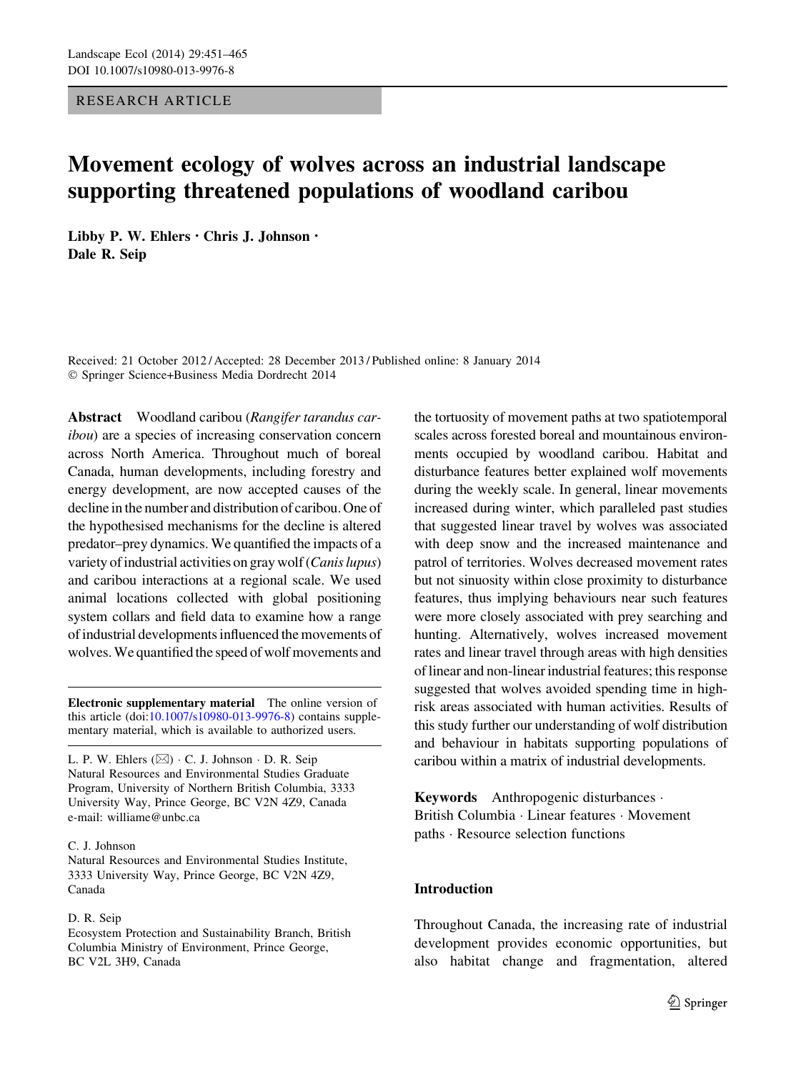RESEARCH ARTICLE

# Movement ecology of wolves across an industrial landscape supporting threatened populations of woodland caribou

**Libby P. W. Ehlers · Chris J. Johnson · Dale R. Seip**

Received: 21 October 2012 / Accepted: 28 December 2013 / Published online: 8 January 2014
© Springer Science+Business Media Dordrecht 2014

**Abstract** Woodland caribou (*Rangifer tarandus caribou*) are a species of increasing conservation concern across North America. Throughout much of boreal Canada, human developments, including forestry and energy development, are now accepted causes of the decline in the number and distribution of caribou. One of the hypothesised mechanisms for the decline is altered predator–prey dynamics. We quantified the impacts of a variety of industrial activities on gray wolf (*Canis lupus*) and caribou interactions at a regional scale. We used animal locations collected with global positioning system collars and field data to examine how a range of industrial developments influenced the movements of wolves. We quantified the speed of wolf movements and the tortuosity of movement paths at two spatiotemporal scales across forested boreal and mountainous environments occupied by woodland caribou. Habitat and disturbance features better explained wolf movements during the weekly scale. In general, linear movements increased during winter, which paralleled past studies that suggested linear travel by wolves was associated with deep snow and the increased maintenance and patrol of territories. Wolves decreased movement rates but not sinuosity within close proximity to disturbance features, thus implying behaviours near such features were more closely associated with prey searching and hunting. Alternatively, wolves increased movement rates and linear travel through areas with high densities of linear and non-linear industrial features; this response suggested that wolves avoided spending time in high-risk areas associated with human activities. Results of this study further our understanding of wolf distribution and behaviour in habitats supporting populations of caribou within a matrix of industrial developments.

**Keywords** Anthropogenic disturbances · British Columbia · Linear features · Movement paths · Resource selection functions

**Electronic supplementary material** The online version of this article (doi:10.1007/s10980-013-9976-8) contains supplementary material, which is available to authorized users.

L. P. W. Ehlers (✉) · C. J. Johnson · D. R. Seip
Natural Resources and Environmental Studies Graduate Program, University of Northern British Columbia, 3333 University Way, Prince George, BC V2N 4Z9, Canada
e-mail: williame@unbc.ca

C. J. Johnson
Natural Resources and Environmental Studies Institute, 3333 University Way, Prince George, BC V2N 4Z9, Canada

D. R. Seip
Ecosystem Protection and Sustainability Branch, British Columbia Ministry of Environment, Prince George, BC V2L 3H9, Canada

## Introduction

Throughout Canada, the increasing rate of industrial development provides economic opportunities, but also habitat change and fragmentation, altered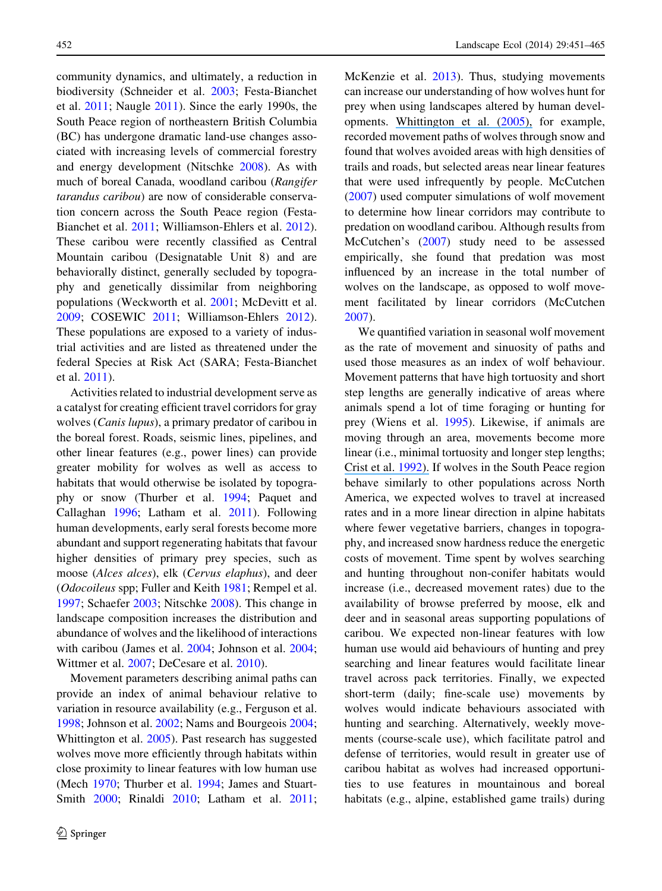community dynamics, and ultimately, a reduction in biodiversity (Schneider et al. 2003; Festa-Bianchet et al. 2011; Naugle 2011). Since the early 1990s, the South Peace region of northeastern British Columbia (BC) has undergone dramatic land-use changes associated with increasing levels of commercial forestry and energy development (Nitschke 2008). As with much of boreal Canada, woodland caribou (*Rangifer tarandus caribou*) are now of considerable conservation concern across the South Peace region (Festa-Bianchet et al. 2011; Williamson-Ehlers et al. 2012). These caribou were recently classified as Central Mountain caribou (Designatable Unit 8) and are behaviorally distinct, generally secluded by topography and genetically dissimilar from neighboring populations (Weckworth et al. 2001; McDevitt et al. 2009; COSEWIC 2011; Williamson-Ehlers 2012). These populations are exposed to a variety of industrial activities and are listed as threatened under the federal Species at Risk Act (SARA; Festa-Bianchet et al. 2011).

Activities related to industrial development serve as a catalyst for creating efficient travel corridors for gray wolves (*Canis lupus*), a primary predator of caribou in the boreal forest. Roads, seismic lines, pipelines, and other linear features (e.g., power lines) can provide greater mobility for wolves as well as access to habitats that would otherwise be isolated by topography or snow (Thurber et al. 1994; Paquet and Callaghan 1996; Latham et al. 2011). Following human developments, early seral forests become more abundant and support regenerating habitats that favour higher densities of primary prey species, such as moose (*Alces alces*), elk (*Cervus elaphus*), and deer (*Odocoileus* spp; Fuller and Keith 1981; Rempel et al. 1997; Schaefer 2003; Nitschke 2008). This change in landscape composition increases the distribution and abundance of wolves and the likelihood of interactions with caribou (James et al. 2004; Johnson et al. 2004; Wittmer et al. 2007; DeCesare et al. 2010).

Movement parameters describing animal paths can provide an index of animal behaviour relative to variation in resource availability (e.g., Ferguson et al. 1998; Johnson et al. 2002; Nams and Bourgeois 2004; Whittington et al. 2005). Past research has suggested wolves move more efficiently through habitats within close proximity to linear features with low human use (Mech 1970; Thurber et al. 1994; James and Stuart-Smith 2000; Rinaldi 2010; Latham et al. 2011; McKenzie et al. 2013). Thus, studying movements can increase our understanding of how wolves hunt for prey when using landscapes altered by human developments. Whittington et al. (2005), for example, recorded movement paths of wolves through snow and found that wolves avoided areas with high densities of trails and roads, but selected areas near linear features that were used infrequently by people. McCutchen (2007) used computer simulations of wolf movement to determine how linear corridors may contribute to predation on woodland caribou. Although results from McCutchen's (2007) study need to be assessed empirically, she found that predation was most influenced by an increase in the total number of wolves on the landscape, as opposed to wolf movement facilitated by linear corridors (McCutchen 2007).

We quantified variation in seasonal wolf movement as the rate of movement and sinuosity of paths and used those measures as an index of wolf behaviour. Movement patterns that have high tortuosity and short step lengths are generally indicative of areas where animals spend a lot of time foraging or hunting for prey (Wiens et al. 1995). Likewise, if animals are moving through an area, movements become more linear (i.e., minimal tortuosity and longer step lengths; Crist et al. 1992). If wolves in the South Peace region behave similarly to other populations across North America, we expected wolves to travel at increased rates and in a more linear direction in alpine habitats where fewer vegetative barriers, changes in topography, and increased snow hardness reduce the energetic costs of movement. Time spent by wolves searching and hunting throughout non-conifer habitats would increase (i.e., decreased movement rates) due to the availability of browse preferred by moose, elk and deer and in seasonal areas supporting populations of caribou. We expected non-linear features with low human use would aid behaviours of hunting and prey searching and linear features would facilitate linear travel across pack territories. Finally, we expected short-term (daily; fine-scale use) movements by wolves would indicate behaviours associated with hunting and searching. Alternatively, weekly movements (course-scale use), which facilitate patrol and defense of territories, would result in greater use of caribou habitat as wolves had increased opportunities to use features in mountainous and boreal habitats (e.g., alpine, established game trails) during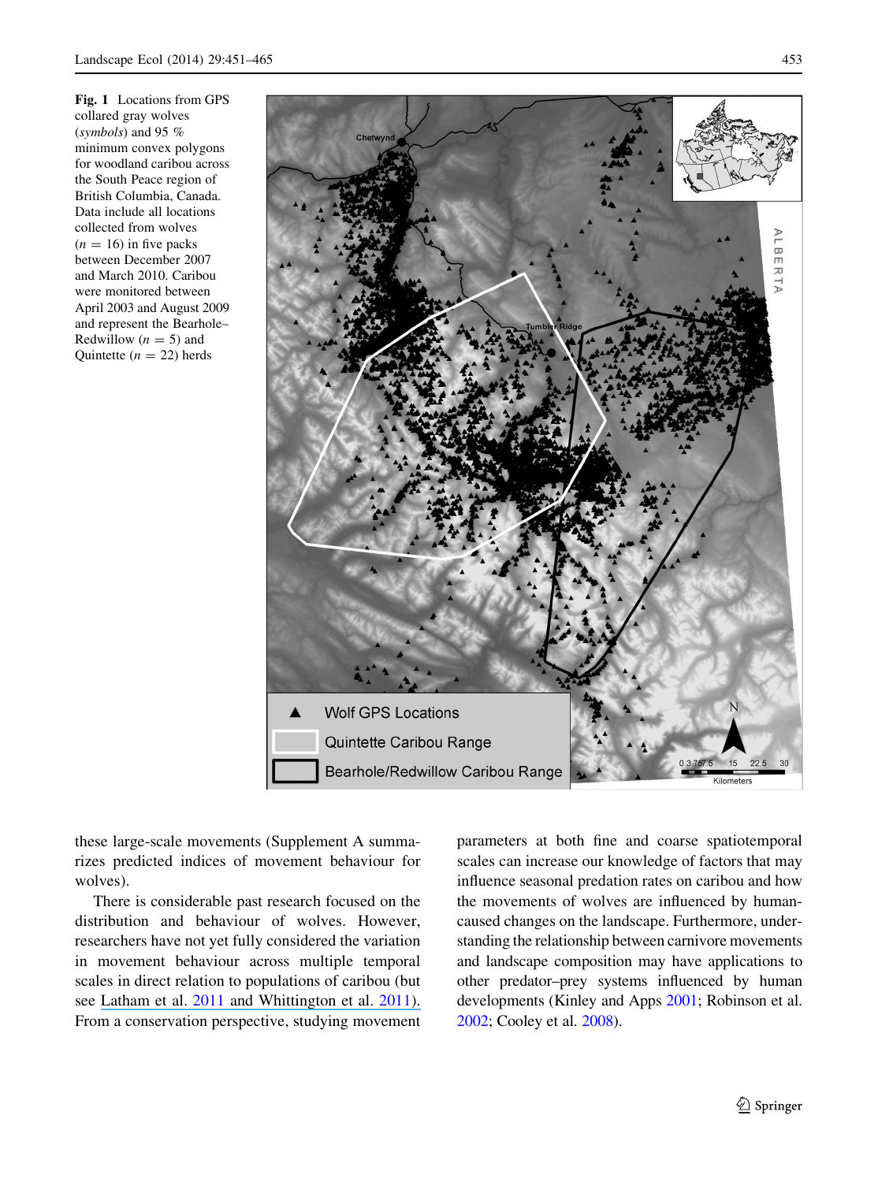**Fig. 1** Locations from GPS collared gray wolves (*symbols*) and 95 % minimum convex polygons for woodland caribou across the South Peace region of British Columbia, Canada. Data include all locations collected from wolves ($n = 16$) in five packs between December 2007 and March 2010. Caribou were monitored between April 2003 and August 2009 and represent the Bearhole–Redwillow ($n = 5$) and Quintette ($n = 22$) herds

these large-scale movements (Supplement A summarizes predicted indices of movement behaviour for wolves).

There is considerable past research focused on the distribution and behaviour of wolves. However, researchers have not yet fully considered the variation in movement behaviour across multiple temporal scales in direct relation to populations of caribou (but see Latham et al. 2011 and Whittington et al. 2011). From a conservation perspective, studying movement parameters at both fine and coarse spatiotemporal scales can increase our knowledge of factors that may influence seasonal predation rates on caribou and how the movements of wolves are influenced by human-caused changes on the landscape. Furthermore, understanding the relationship between carnivore movements and landscape composition may have applications to other predator–prey systems influenced by human developments (Kinley and Apps 2001; Robinson et al. 2002; Cooley et al. 2008).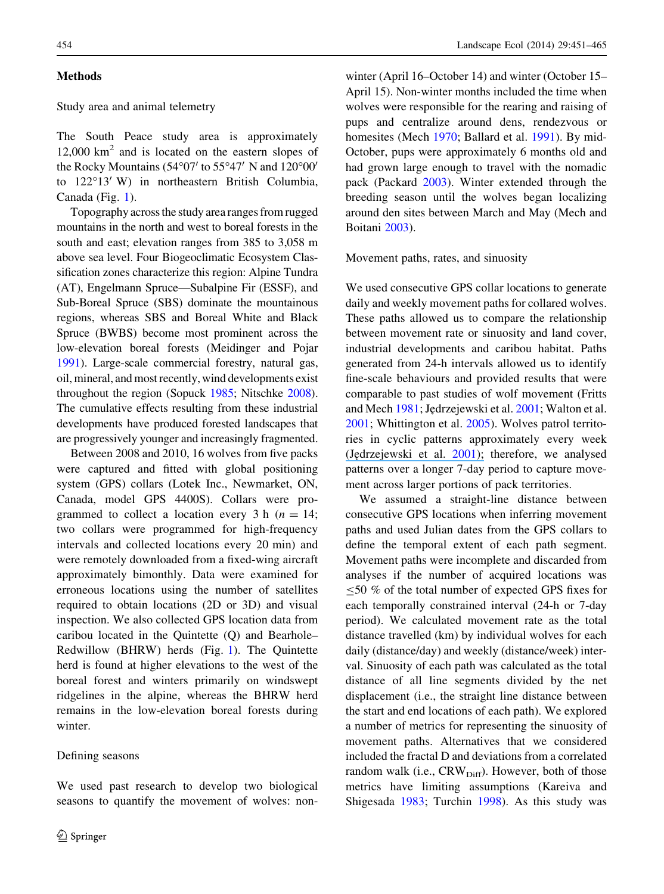## Methods

### Study area and animal telemetry

The South Peace study area is approximately 12,000 km$^2$ and is located on the eastern slopes of the Rocky Mountains (54°07′ to 55°47′ N and 120°00′ to 122°13′ W) in northeastern British Columbia, Canada (Fig. 1).

Topography across the study area ranges from rugged mountains in the north and west to boreal forests in the south and east; elevation ranges from 385 to 3,058 m above sea level. Four Biogeoclimatic Ecosystem Classification zones characterize this region: Alpine Tundra (AT), Engelmann Spruce—Subalpine Fir (ESSF), and Sub-Boreal Spruce (SBS) dominate the mountainous regions, whereas SBS and Boreal White and Black Spruce (BWBS) become most prominent across the low-elevation boreal forests (Meidinger and Pojar 1991). Large-scale commercial forestry, natural gas, oil, mineral, and most recently, wind developments exist throughout the region (Sopuck 1985; Nitschke 2008). The cumulative effects resulting from these industrial developments have produced forested landscapes that are progressively younger and increasingly fragmented.

Between 2008 and 2010, 16 wolves from five packs were captured and fitted with global positioning system (GPS) collars (Lotek Inc., Newmarket, ON, Canada, model GPS 4400S). Collars were programmed to collect a location every 3 h ($n = 14$; two collars were programmed for high-frequency intervals and collected locations every 20 min) and were remotely downloaded from a fixed-wing aircraft approximately bimonthly. Data were examined for erroneous locations using the number of satellites required to obtain locations (2D or 3D) and visual inspection. We also collected GPS location data from caribou located in the Quintette (Q) and Bearhole–Redwillow (BHRW) herds (Fig. 1). The Quintette herd is found at higher elevations to the west of the boreal forest and winters primarily on windswept ridgelines in the alpine, whereas the BHRW herd remains in the low-elevation boreal forests during winter.

### Defining seasons

We used past research to develop two biological seasons to quantify the movement of wolves: non-winter (April 16–October 14) and winter (October 15–April 15). Non-winter months included the time when wolves were responsible for the rearing and raising of pups and centralize around dens, rendezvous or homesites (Mech 1970; Ballard et al. 1991). By mid-October, pups were approximately 6 months old and had grown large enough to travel with the nomadic pack (Packard 2003). Winter extended through the breeding season until the wolves began localizing around den sites between March and May (Mech and Boitani 2003).

### Movement paths, rates, and sinuosity

We used consecutive GPS collar locations to generate daily and weekly movement paths for collared wolves. These paths allowed us to compare the relationship between movement rate or sinuosity and land cover, industrial developments and caribou habitat. Paths generated from 24-h intervals allowed us to identify fine-scale behaviours and provided results that were comparable to past studies of wolf movement (Fritts and Mech 1981; Jędrzejewski et al. 2001; Walton et al. 2001; Whittington et al. 2005). Wolves patrol territories in cyclic patterns approximately every week (Jędrzejewski et al. 2001); therefore, we analysed patterns over a longer 7-day period to capture movement across larger portions of pack territories.

We assumed a straight-line distance between consecutive GPS locations when inferring movement paths and used Julian dates from the GPS collars to define the temporal extent of each path segment. Movement paths were incomplete and discarded from analyses if the number of acquired locations was ≤50 % of the total number of expected GPS fixes for each temporally constrained interval (24-h or 7-day period). We calculated movement rate as the total distance travelled (km) by individual wolves for each daily (distance/day) and weekly (distance/week) interval. Sinuosity of each path was calculated as the total distance of all line segments divided by the net displacement (i.e., the straight line distance between the start and end locations of each path). We explored a number of metrics for representing the sinuosity of movement paths. Alternatives that we considered included the fractal D and deviations from a correlated random walk (i.e., $CRW_{Diff}$). However, both of those metrics have limiting assumptions (Kareiva and Shigesada 1983; Turchin 1998). As this study was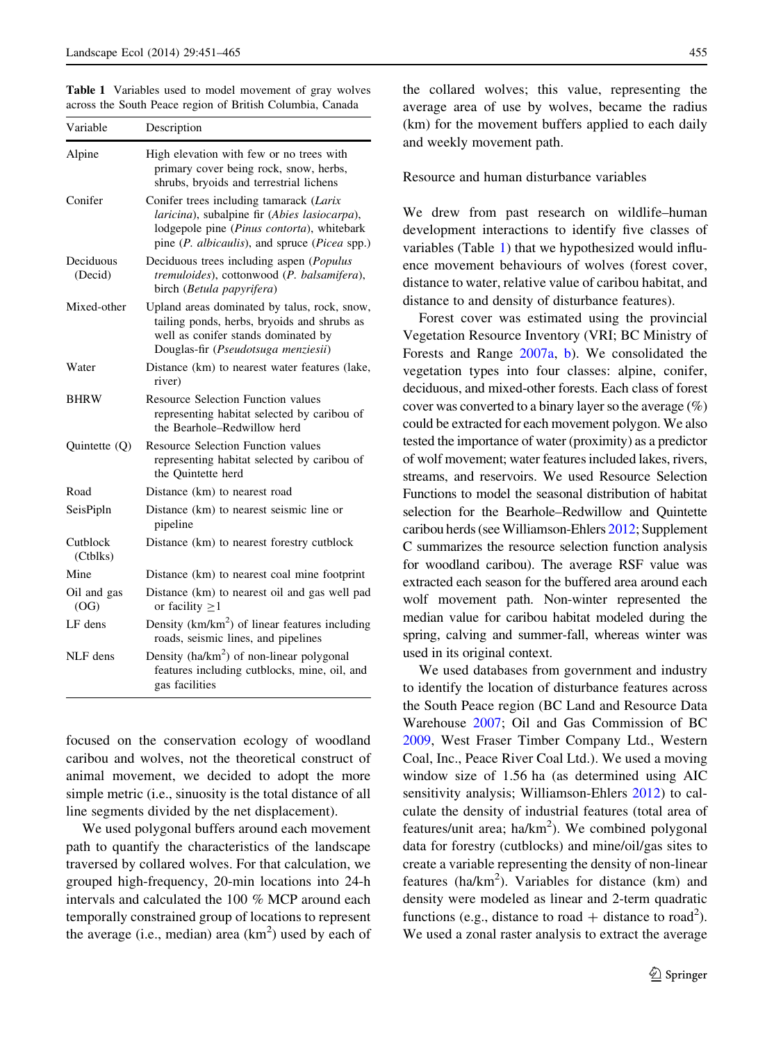**Table 1** Variables used to model movement of gray wolves across the South Peace region of British Columbia, Canada

| Variable | Description |
|---|---|
| Alpine | High elevation with few or no trees with primary cover being rock, snow, herbs, shrubs, bryoids and terrestrial lichens |
| Conifer | Conifer trees including tamarack (*Larix laricina*), subalpine fir (*Abies lasiocarpa*), lodgepole pine (*Pinus contorta*), whitebark pine (*P. albicaulis*), and spruce (*Picea* spp.) |
| Deciduous (Decid) | Deciduous trees including aspen (*Populus tremuloides*), cottonwood (*P. balsamifera*), birch (*Betula papyrifera*) |
| Mixed-other | Upland areas dominated by talus, rock, snow, tailing ponds, herbs, bryoids and shrubs as well as conifer stands dominated by Douglas-fir (*Pseudotsuga menziesii*) |
| Water | Distance (km) to nearest water features (lake, river) |
| BHRW | Resource Selection Function values representing habitat selected by caribou of the Bearhole–Redwillow herd |
| Quintette (Q) | Resource Selection Function values representing habitat selected by caribou of the Quintette herd |
| Road | Distance (km) to nearest road |
| SeisPipln | Distance (km) to nearest seismic line or pipeline |
| Cutblock (Ctblks) | Distance (km) to nearest forestry cutblock |
| Mine | Distance (km) to nearest coal mine footprint |
| Oil and gas (OG) | Distance (km) to nearest oil and gas well pad or facility $\geq 1$ |
| LF dens | Density (km/km$^2$) of linear features including roads, seismic lines, and pipelines |
| NLF dens | Density (ha/km$^2$) of non-linear polygonal features including cutblocks, mine, oil, and gas facilities |

focused on the conservation ecology of woodland caribou and wolves, not the theoretical construct of animal movement, we decided to adopt the more simple metric (i.e., sinuosity is the total distance of all line segments divided by the net displacement).

We used polygonal buffers around each movement path to quantify the characteristics of the landscape traversed by collared wolves. For that calculation, we grouped high-frequency, 20-min locations into 24-h intervals and calculated the 100 % MCP around each temporally constrained group of locations to represent the average (i.e., median) area (km$^2$) used by each of the collared wolves; this value, representing the average area of use by wolves, became the radius (km) for the movement buffers applied to each daily and weekly movement path.

### Resource and human disturbance variables

We drew from past research on wildlife–human development interactions to identify five classes of variables (Table 1) that we hypothesized would influence movement behaviours of wolves (forest cover, distance to water, relative value of caribou habitat, and distance to and density of disturbance features).

Forest cover was estimated using the provincial Vegetation Resource Inventory (VRI; BC Ministry of Forests and Range 2007a, b). We consolidated the vegetation types into four classes: alpine, conifer, deciduous, and mixed-other forests. Each class of forest cover was converted to a binary layer so the average (%) could be extracted for each movement polygon. We also tested the importance of water (proximity) as a predictor of wolf movement; water features included lakes, rivers, streams, and reservoirs. We used Resource Selection Functions to model the seasonal distribution of habitat selection for the Bearhole–Redwillow and Quintette caribou herds (see Williamson-Ehlers 2012; Supplement C summarizes the resource selection function analysis for woodland caribou). The average RSF value was extracted each season for the buffered area around each wolf movement path. Non-winter represented the median value for caribou habitat modeled during the spring, calving and summer-fall, whereas winter was used in its original context.

We used databases from government and industry to identify the location of disturbance features across the South Peace region (BC Land and Resource Data Warehouse 2007; Oil and Gas Commission of BC 2009, West Fraser Timber Company Ltd., Western Coal, Inc., Peace River Coal Ltd.). We used a moving window size of 1.56 ha (as determined using AIC sensitivity analysis; Williamson-Ehlers 2012) to calculate the density of industrial features (total area of features/unit area; ha/km$^2$). We combined polygonal data for forestry (cutblocks) and mine/oil/gas sites to create a variable representing the density of non-linear features (ha/km$^2$). Variables for distance (km) and density were modeled as linear and 2-term quadratic functions (e.g., distance to road + distance to road$^2$). We used a zonal raster analysis to extract the average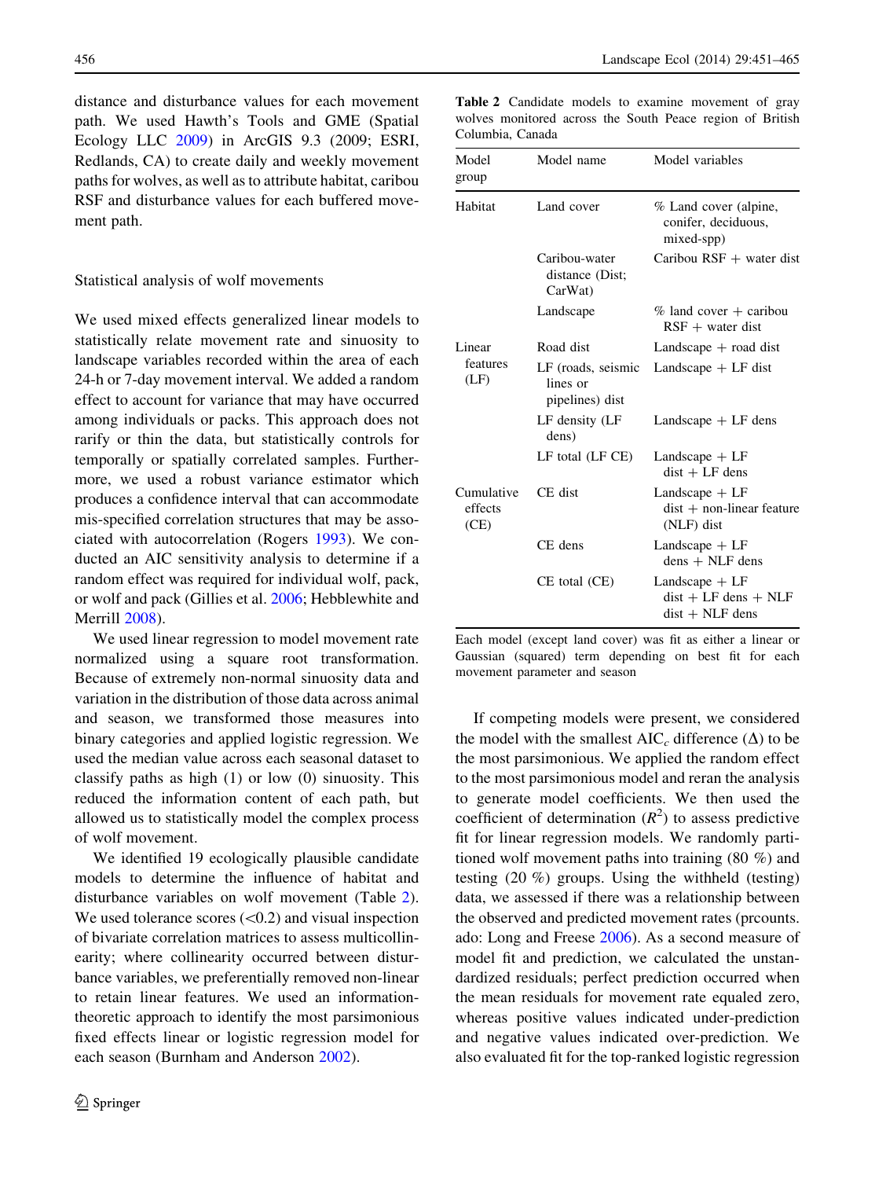distance and disturbance values for each movement path. We used Hawth's Tools and GME (Spatial Ecology LLC 2009) in ArcGIS 9.3 (2009; ESRI, Redlands, CA) to create daily and weekly movement paths for wolves, as well as to attribute habitat, caribou RSF and disturbance values for each buffered movement path.

### Statistical analysis of wolf movements

We used mixed effects generalized linear models to statistically relate movement rate and sinuosity to landscape variables recorded within the area of each 24-h or 7-day movement interval. We added a random effect to account for variance that may have occurred among individuals or packs. This approach does not rarify or thin the data, but statistically controls for temporally or spatially correlated samples. Furthermore, we used a robust variance estimator which produces a confidence interval that can accommodate mis-specified correlation structures that may be associated with autocorrelation (Rogers 1993). We conducted an AIC sensitivity analysis to determine if a random effect was required for individual wolf, pack, or wolf and pack (Gillies et al. 2006; Hebblewhite and Merrill 2008).

We used linear regression to model movement rate normalized using a square root transformation. Because of extremely non-normal sinuosity data and variation in the distribution of those data across animal and season, we transformed those measures into binary categories and applied logistic regression. We used the median value across each seasonal dataset to classify paths as high (1) or low (0) sinuosity. This reduced the information content of each path, but allowed us to statistically model the complex process of wolf movement.

We identified 19 ecologically plausible candidate models to determine the influence of habitat and disturbance variables on wolf movement (Table 2). We used tolerance scores (<0.2) and visual inspection of bivariate correlation matrices to assess multicollinearity; where collinearity occurred between disturbance variables, we preferentially removed non-linear to retain linear features. We used an information-theoretic approach to identify the most parsimonious fixed effects linear or logistic regression model for each season (Burnham and Anderson 2002).

**Table 2** Candidate models to examine movement of gray wolves monitored across the South Peace region of British Columbia, Canada

| Model group | Model name | Model variables |
|---|---|---|
| Habitat | Land cover | % Land cover (alpine, conifer, deciduous, mixed-spp) |
| | Caribou-water distance (Dist; CarWat) | Caribou RSF + water dist |
| | Landscape | % land cover + caribou RSF + water dist |
| Linear features (LF) | Road dist | Landscape + road dist |
| | LF (roads, seismic lines or pipelines) dist | Landscape + LF dist |
| | LF density (LF dens) | Landscape + LF dens |
| | LF total (LF CE) | Landscape + LF dist + LF dens |
| Cumulative effects (CE) | CE dist | Landscape + LF dist + non-linear feature (NLF) dist |
| | CE dens | Landscape + LF dens + NLF dens |
| | CE total (CE) | Landscape + LF dist + LF dens + NLF dist + NLF dens |

Each model (except land cover) was fit as either a linear or Gaussian (squared) term depending on best fit for each movement parameter and season

If competing models were present, we considered the model with the smallest $AIC_c$ difference ($\Delta$) to be the most parsimonious. We applied the random effect to the most parsimonious model and reran the analysis to generate model coefficients. We then used the coefficient of determination ($R^2$) to assess predictive fit for linear regression models. We randomly partitioned wolf movement paths into training (80 %) and testing (20 %) groups. Using the withheld (testing) data, we assessed if there was a relationship between the observed and predicted movement rates (prcounts.ado: Long and Freese 2006). As a second measure of model fit and prediction, we calculated the unstandardized residuals; perfect prediction occurred when the mean residuals for movement rate equaled zero, whereas positive values indicated under-prediction and negative values indicated over-prediction. We also evaluated fit for the top-ranked logistic regression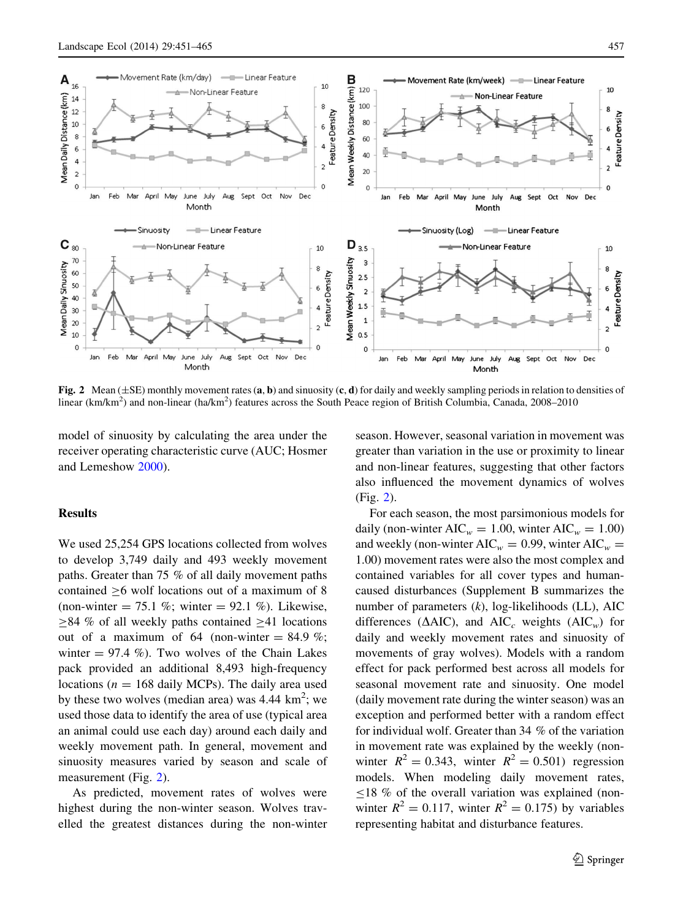Fig. 2 Mean (±SE) monthly movement rates (**a**, **b**) and sinuosity (**c**, **d**) for daily and weekly sampling periods in relation to densities of linear (km/km$^2$) and non-linear (ha/km$^2$) features across the South Peace region of British Columbia, Canada, 2008–2010

model of sinuosity by calculating the area under the receiver operating characteristic curve (AUC; Hosmer and Lemeshow 2000).

## Results

We used 25,254 GPS locations collected from wolves to develop 3,749 daily and 493 weekly movement paths. Greater than 75 % of all daily movement paths contained ≥6 wolf locations out of a maximum of 8 (non-winter = 75.1 %; winter = 92.1 %). Likewise, ≥84 % of all weekly paths contained ≥41 locations out of a maximum of 64 (non-winter = 84.9 %; winter = 97.4 %). Two wolves of the Chain Lakes pack provided an additional 8,493 high-frequency locations ($n = 168$ daily MCPs). The daily area used by these two wolves (median area) was 4.44 km$^2$; we used those data to identify the area of use (typical area an animal could use each day) around each daily and weekly movement path. In general, movement and sinuosity measures varied by season and scale of measurement (Fig. 2).

As predicted, movement rates of wolves were highest during the non-winter season. Wolves travelled the greatest distances during the non-winter season. However, seasonal variation in movement was greater than variation in the use or proximity to linear and non-linear features, suggesting that other factors also influenced the movement dynamics of wolves (Fig. 2).

For each season, the most parsimonious models for daily (non-winter $AIC_w = 1.00$, winter $AIC_w = 1.00$) and weekly (non-winter $AIC_w = 0.99$, winter $AIC_w = 1.00$) movement rates were also the most complex and contained variables for all cover types and human-caused disturbances (Supplement B summarizes the number of parameters ($k$), log-likelihoods (LL), AIC differences ($\Delta AIC$), and $AIC_c$ weights ($AIC_w$) for daily and weekly movement rates and sinuosity of movements of gray wolves). Models with a random effect for pack performed best across all models for seasonal movement rate and sinuosity. One model (daily movement rate during the winter season) was an exception and performed better with a random effect for individual wolf. Greater than 34 % of the variation in movement rate was explained by the weekly (non-winter $R^2 = 0.343$, winter $R^2 = 0.501$) regression models. When modeling daily movement rates, ≤18 % of the overall variation was explained (non-winter $R^2 = 0.117$, winter $R^2 = 0.175$) by variables representing habitat and disturbance features.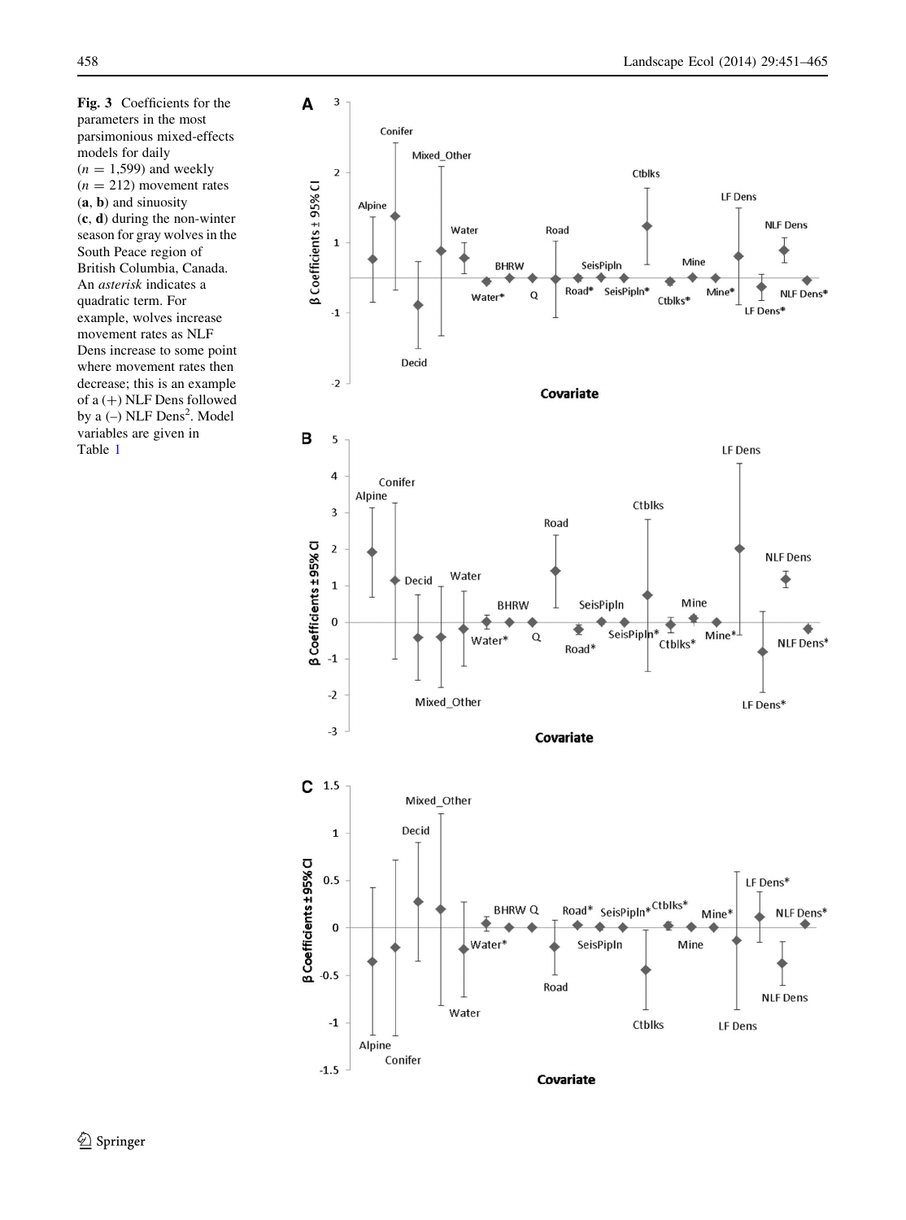**Fig. 3** Coefficients for the parameters in the most parsimonious mixed-effects models for daily ($n = 1{,}599$) and weekly ($n = 212$) movement rates (**a**, **b**) and sinuosity (**c**, **d**) during the non-winter season for gray wolves in the South Peace region of British Columbia, Canada. An *asterisk* indicates a quadratic term. For example, wolves increase movement rates as NLF Dens increase to some point where movement rates then decrease; this is an example of a (+) NLF Dens followed by a (–) NLF Dens$^2$. Model variables are given in Table 1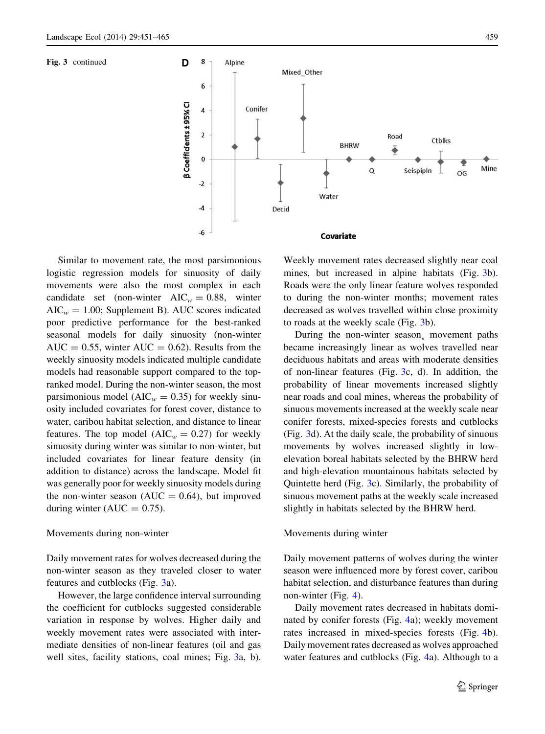**Fig. 3** continued

Similar to movement rate, the most parsimonious logistic regression models for sinuosity of daily movements were also the most complex in each candidate set (non-winter $AIC_w = 0.88$, winter $AIC_w = 1.00$; Supplement B). AUC scores indicated poor predictive performance for the best-ranked seasonal models for daily sinuosity (non-winter AUC = 0.55, winter AUC = 0.62). Results from the weekly sinuosity models indicated multiple candidate models had reasonable support compared to the top-ranked model. During the non-winter season, the most parsimonious model ($AIC_w = 0.35$) for weekly sinuosity included covariates for forest cover, distance to water, caribou habitat selection, and distance to linear features. The top model ($AIC_w = 0.27$) for weekly sinuosity during winter was similar to non-winter, but included covariates for linear feature density (in addition to distance) across the landscape. Model fit was generally poor for weekly sinuosity models during the non-winter season (AUC = 0.64), but improved during winter (AUC = 0.75).

Movements during non-winter

Daily movement rates for wolves decreased during the non-winter season as they traveled closer to water features and cutblocks (Fig. 3a).

However, the large confidence interval surrounding the coefficient for cutblocks suggested considerable variation in response by wolves. Higher daily and weekly movement rates were associated with intermediate densities of non-linear features (oil and gas well sites, facility stations, coal mines; Fig. 3a, b). Weekly movement rates decreased slightly near coal mines, but increased in alpine habitats (Fig. 3b). Roads were the only linear feature wolves responded to during the non-winter months; movement rates decreased as wolves travelled within close proximity to roads at the weekly scale (Fig. 3b).

During the non-winter season¸ movement paths became increasingly linear as wolves travelled near deciduous habitats and areas with moderate densities of non-linear features (Fig. 3c, d). In addition, the probability of linear movements increased slightly near roads and coal mines, whereas the probability of sinuous movements increased at the weekly scale near conifer forests, mixed-species forests and cutblocks (Fig. 3d). At the daily scale, the probability of sinuous movements by wolves increased slightly in low-elevation boreal habitats selected by the BHRW herd and high-elevation mountainous habitats selected by Quintette herd (Fig. 3c). Similarly, the probability of sinuous movement paths at the weekly scale increased slightly in habitats selected by the BHRW herd.

Movements during winter

Daily movement patterns of wolves during the winter season were influenced more by forest cover, caribou habitat selection, and disturbance features than during non-winter (Fig. 4).

Daily movement rates decreased in habitats dominated by conifer forests (Fig. 4a); weekly movement rates increased in mixed-species forests (Fig. 4b). Daily movement rates decreased as wolves approached water features and cutblocks (Fig. 4a). Although to a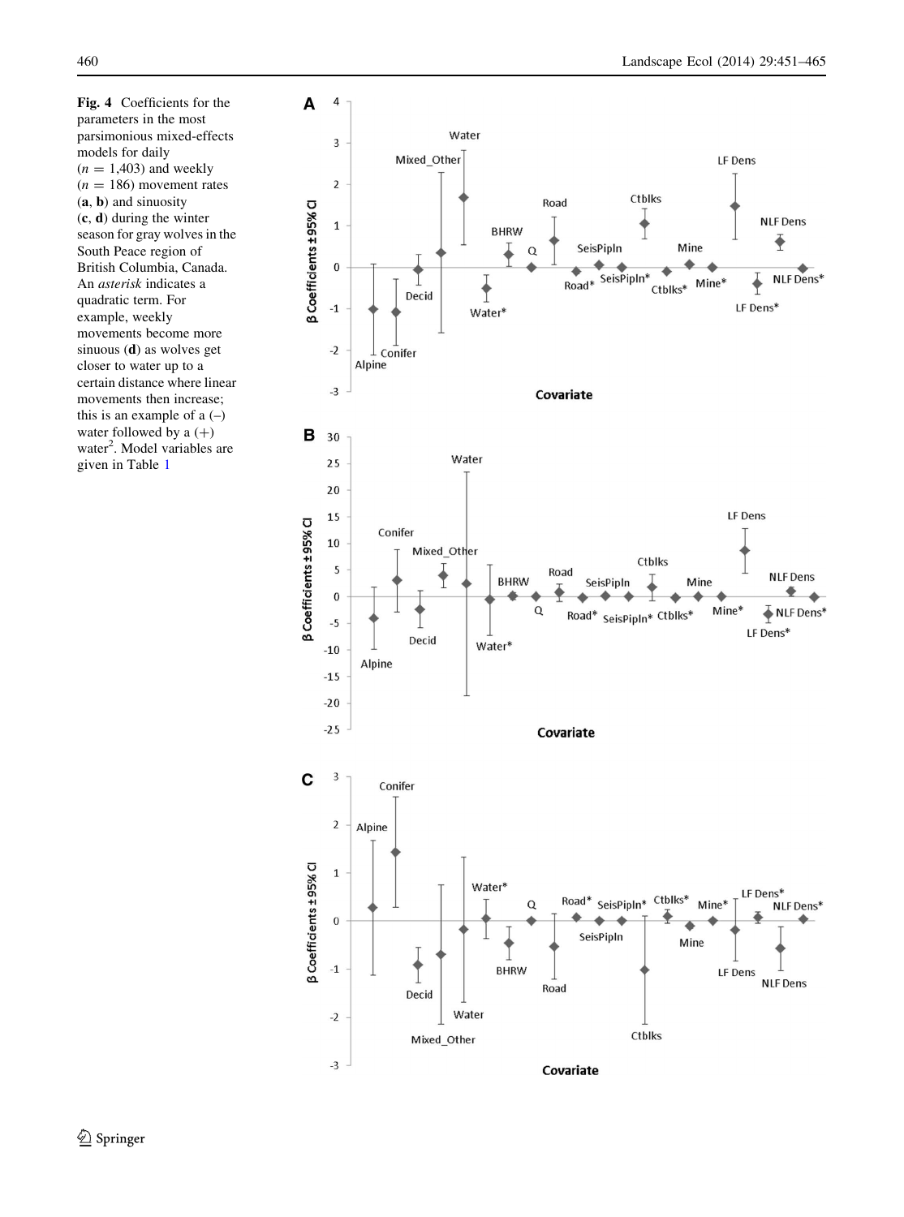**Fig. 4** Coefficients for the parameters in the most parsimonious mixed-effects models for daily ($n = 1{,}403$) and weekly ($n = 186$) movement rates (**a**, **b**) and sinuosity (**c**, **d**) during the winter season for gray wolves in the South Peace region of British Columbia, Canada. An *asterisk* indicates a quadratic term. For example, weekly movements become more sinuous (**d**) as wolves get closer to water up to a certain distance where linear movements then increase; this is an example of a (–) water followed by a (+) water$^2$. Model variables are given in Table 1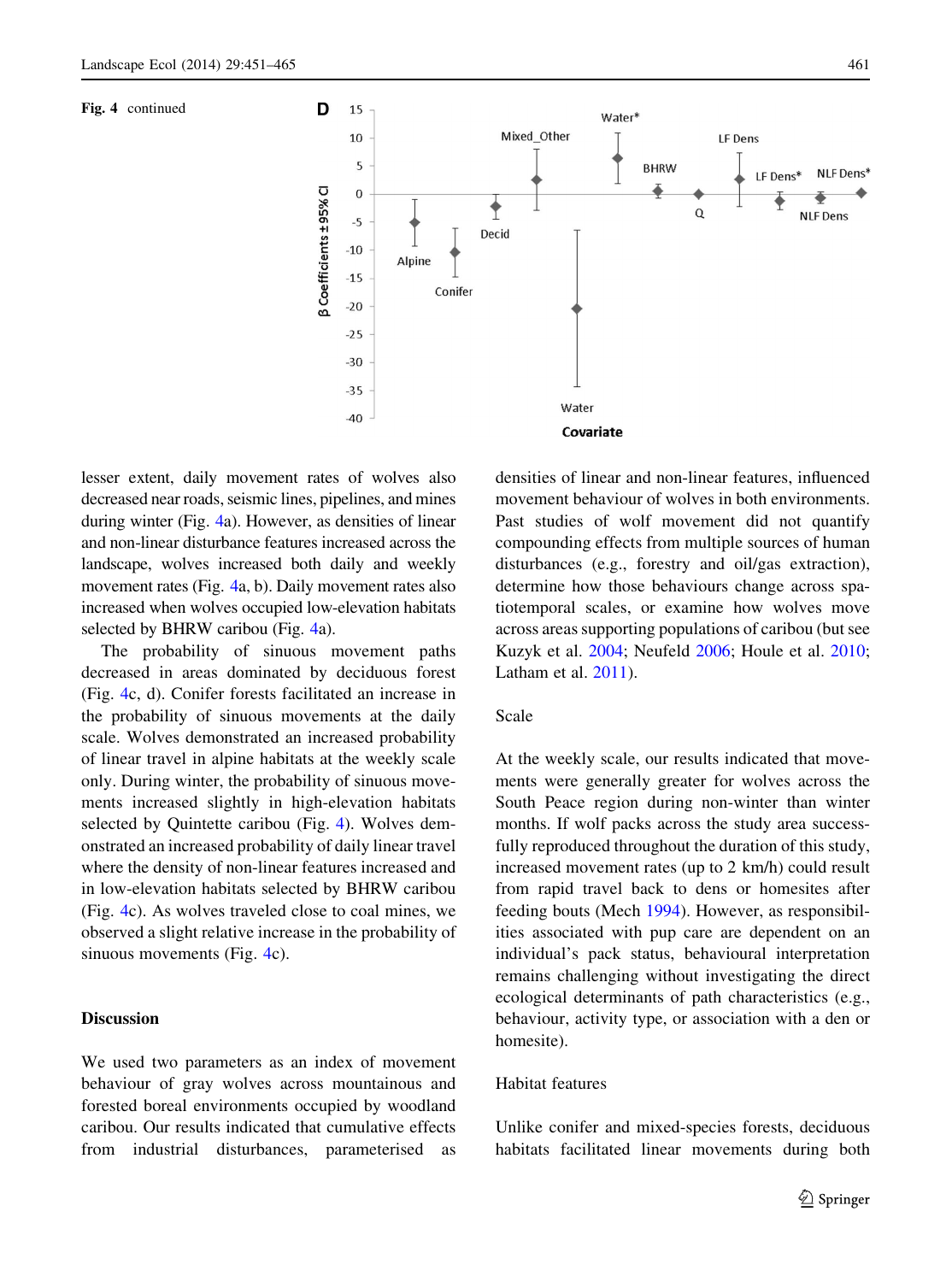Fig. 4 continued

lesser extent, daily movement rates of wolves also decreased near roads, seismic lines, pipelines, and mines during winter (Fig. 4a). However, as densities of linear and non-linear disturbance features increased across the landscape, wolves increased both daily and weekly movement rates (Fig. 4a, b). Daily movement rates also increased when wolves occupied low-elevation habitats selected by BHRW caribou (Fig. 4a).

The probability of sinuous movement paths decreased in areas dominated by deciduous forest (Fig. 4c, d). Conifer forests facilitated an increase in the probability of sinuous movements at the daily scale. Wolves demonstrated an increased probability of linear travel in alpine habitats at the weekly scale only. During winter, the probability of sinuous movements increased slightly in high-elevation habitats selected by Quintette caribou (Fig. 4). Wolves demonstrated an increased probability of daily linear travel where the density of non-linear features increased and in low-elevation habitats selected by BHRW caribou (Fig. 4c). As wolves traveled close to coal mines, we observed a slight relative increase in the probability of sinuous movements (Fig. 4c).

## Discussion

We used two parameters as an index of movement behaviour of gray wolves across mountainous and forested boreal environments occupied by woodland caribou. Our results indicated that cumulative effects from industrial disturbances, parameterised as densities of linear and non-linear features, influenced movement behaviour of wolves in both environments. Past studies of wolf movement did not quantify compounding effects from multiple sources of human disturbances (e.g., forestry and oil/gas extraction), determine how those behaviours change across spatiotemporal scales, or examine how wolves move across areas supporting populations of caribou (but see Kuzyk et al. 2004; Neufeld 2006; Houle et al. 2010; Latham et al. 2011).

### Scale

At the weekly scale, our results indicated that movements were generally greater for wolves across the South Peace region during non-winter than winter months. If wolf packs across the study area successfully reproduced throughout the duration of this study, increased movement rates (up to 2 km/h) could result from rapid travel back to dens or homesites after feeding bouts (Mech 1994). However, as responsibilities associated with pup care are dependent on an individual's pack status, behavioural interpretation remains challenging without investigating the direct ecological determinants of path characteristics (e.g., behaviour, activity type, or association with a den or homesite).

### Habitat features

Unlike conifer and mixed-species forests, deciduous habitats facilitated linear movements during both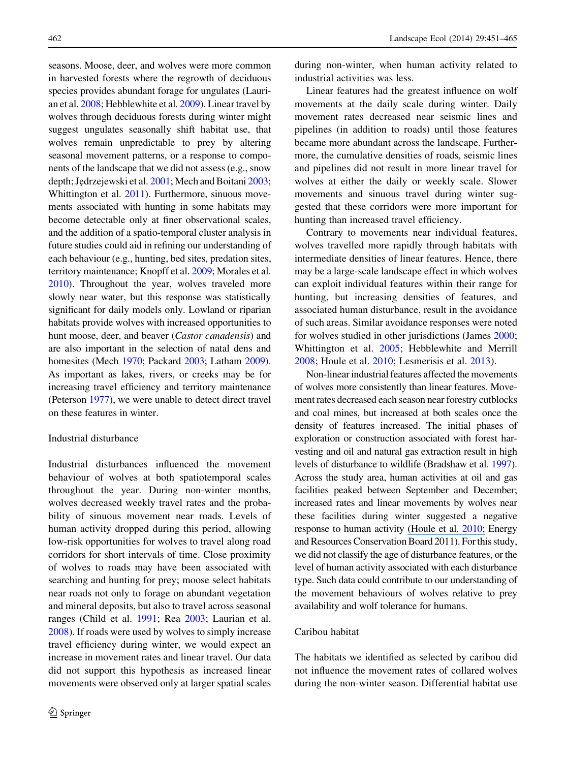seasons. Moose, deer, and wolves were more common in harvested forests where the regrowth of deciduous species provides abundant forage for ungulates (Laurian et al. 2008; Hebblewhite et al. 2009). Linear travel by wolves through deciduous forests during winter might suggest ungulates seasonally shift habitat use, that wolves remain unpredictable to prey by altering seasonal movement patterns, or a response to components of the landscape that we did not assess (e.g., snow depth; Jędrzejewski et al. 2001; Mech and Boitani 2003; Whittington et al. 2011). Furthermore, sinuous movements associated with hunting in some habitats may become detectable only at finer observational scales, and the addition of a spatio-temporal cluster analysis in future studies could aid in refining our understanding of each behaviour (e.g., hunting, bed sites, predation sites, territory maintenance; Knopff et al. 2009; Morales et al. 2010). Throughout the year, wolves traveled more slowly near water, but this response was statistically significant for daily models only. Lowland or riparian habitats provide wolves with increased opportunities to hunt moose, deer, and beaver (*Castor canadensis*) and are also important in the selection of natal dens and homesites (Mech 1970; Packard 2003; Latham 2009). As important as lakes, rivers, or creeks may be for increasing travel efficiency and territory maintenance (Peterson 1977), we were unable to detect direct travel on these features in winter.

## Industrial disturbance

Industrial disturbances influenced the movement behaviour of wolves at both spatiotemporal scales throughout the year. During non-winter months, wolves decreased weekly travel rates and the probability of sinuous movement near roads. Levels of human activity dropped during this period, allowing low-risk opportunities for wolves to travel along road corridors for short intervals of time. Close proximity of wolves to roads may have been associated with searching and hunting for prey; moose select habitats near roads not only to forage on abundant vegetation and mineral deposits, but also to travel across seasonal ranges (Child et al. 1991; Rea 2003; Laurian et al. 2008). If roads were used by wolves to simply increase travel efficiency during winter, we would expect an increase in movement rates and linear travel. Our data did not support this hypothesis as increased linear movements were observed only at larger spatial scales during non-winter, when human activity related to industrial activities was less.

Linear features had the greatest influence on wolf movements at the daily scale during winter. Daily movement rates decreased near seismic lines and pipelines (in addition to roads) until those features became more abundant across the landscape. Furthermore, the cumulative densities of roads, seismic lines and pipelines did not result in more linear travel for wolves at either the daily or weekly scale. Slower movements and sinuous travel during winter suggested that these corridors were more important for hunting than increased travel efficiency.

Contrary to movements near individual features, wolves travelled more rapidly through habitats with intermediate densities of linear features. Hence, there may be a large-scale landscape effect in which wolves can exploit individual features within their range for hunting, but increasing densities of features, and associated human disturbance, result in the avoidance of such areas. Similar avoidance responses were noted for wolves studied in other jurisdictions (James 2000; Whittington et al. 2005; Hebblewhite and Merrill 2008; Houle et al. 2010; Lesmerisis et al. 2013).

Non-linear industrial features affected the movements of wolves more consistently than linear features. Movement rates decreased each season near forestry cutblocks and coal mines, but increased at both scales once the density of features increased. The initial phases of exploration or construction associated with forest harvesting and oil and natural gas extraction result in high levels of disturbance to wildlife (Bradshaw et al. 1997). Across the study area, human activities at oil and gas facilities peaked between September and December; increased rates and linear movements by wolves near these facilities during winter suggested a negative response to human activity (Houle et al. 2010; Energy and Resources Conservation Board 2011). For this study, we did not classify the age of disturbance features, or the level of human activity associated with each disturbance type. Such data could contribute to our understanding of the movement behaviours of wolves relative to prey availability and wolf tolerance for humans.

## Caribou habitat

The habitats we identified as selected by caribou did not influence the movement rates of collared wolves during the non-winter season. Differential habitat use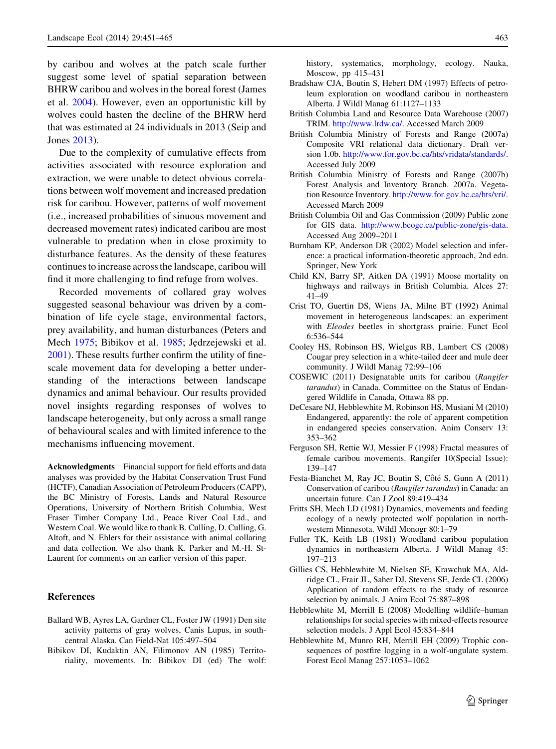by caribou and wolves at the patch scale further suggest some level of spatial separation between BHRW caribou and wolves in the boreal forest (James et al. 2004). However, even an opportunistic kill by wolves could hasten the decline of the BHRW herd that was estimated at 24 individuals in 2013 (Seip and Jones 2013).

Due to the complexity of cumulative effects from activities associated with resource exploration and extraction, we were unable to detect obvious correlations between wolf movement and increased predation risk for caribou. However, patterns of wolf movement (i.e., increased probabilities of sinuous movement and decreased movement rates) indicated caribou are most vulnerable to predation when in close proximity to disturbance features. As the density of these features continues to increase across the landscape, caribou will find it more challenging to find refuge from wolves.

Recorded movements of collared gray wolves suggested seasonal behaviour was driven by a combination of life cycle stage, environmental factors, prey availability, and human disturbances (Peters and Mech 1975; Bibikov et al. 1985; Jędrzejewski et al. 2001). These results further confirm the utility of fine-scale movement data for developing a better understanding of the interactions between landscape dynamics and animal behaviour. Our results provided novel insights regarding responses of wolves to landscape heterogeneity, but only across a small range of behavioural scales and with limited inference to the mechanisms influencing movement.

**Acknowledgments** Financial support for field efforts and data analyses was provided by the Habitat Conservation Trust Fund (HCTF), Canadian Association of Petroleum Producers (CAPP), the BC Ministry of Forests, Lands and Natural Resource Operations, University of Northern British Columbia, West Fraser Timber Company Ltd., Peace River Coal Ltd., and Western Coal. We would like to thank B. Culling, D. Culling, G. Altoft, and N. Ehlers for their assistance with animal collaring and data collection. We also thank K. Parker and M.-H. St-Laurent for comments on an earlier version of this paper.

## References

Ballard WB, Ayres LA, Gardner CL, Foster JW (1991) Den site activity patterns of gray wolves, Canis Lupus, in south-central Alaska. Can Field-Nat 105:497–504

Bibikov DI, Kudaktin AN, Filimonov AN (1985) Territoriality, movements. In: Bibikov DI (ed) The wolf: history, systematics, morphology, ecology. Nauka, Moscow, pp 415–431

Bradshaw CJA, Boutin S, Hebert DM (1997) Effects of petroleum exploration on woodland caribou in northeastern Alberta. J Wildl Manag 61:1127–1133

British Columbia Land and Resource Data Warehouse (2007) TRIM. http://www.lrdw.ca/. Accessed March 2009

British Columbia Ministry of Forests and Range (2007a) Composite VRI relational data dictionary. Draft version 1.0b. http://www.for.gov.bc.ca/hts/vridata/standards/. Accessed July 2009

British Columbia Ministry of Forests and Range (2007b) Forest Analysis and Inventory Branch. 2007a. Vegetation Resource Inventory. http://www.for.gov.bc.ca/hts/vri/. Accessed March 2009

British Columbia Oil and Gas Commission (2009) Public zone for GIS data. http://www.bcogc.ca/public-zone/gis-data. Accessed Aug 2009–2011

Burnham KP, Anderson DR (2002) Model selection and inference: a practical information-theoretic approach, 2nd edn. Springer, New York

Child KN, Barry SP, Aitken DA (1991) Moose mortality on highways and railways in British Columbia. Alces 27: 41–49

Crist TO, Guertin DS, Wiens JA, Milne BT (1992) Animal movement in heterogeneous landscapes: an experiment with *Eleodes* beetles in shortgrass prairie. Funct Ecol 6:536–544

Cooley HS, Robinson HS, Wielgus RB, Lambert CS (2008) Cougar prey selection in a white-tailed deer and mule deer community. J Wildl Manag 72:99–106

COSEWIC (2011) Designatable units for caribou (*Rangifer tarandus*) in Canada. Committee on the Status of Endangered Wildlife in Canada, Ottawa 88 pp.

DeCesare NJ, Hebblewhite M, Robinson HS, Musiani M (2010) Endangered, apparently: the role of apparent competition in endangered species conservation. Anim Conserv 13: 353–362

Ferguson SH, Rettie WJ, Messier F (1998) Fractal measures of female caribou movements. Rangifer 10(Special Issue): 139–147

Festa-Bianchet M, Ray JC, Boutin S, Côté S, Gunn A (2011) Conservation of caribou (*Rangifer tarandus*) in Canada: an uncertain future. Can J Zool 89:419–434

Fritts SH, Mech LD (1981) Dynamics, movements and feeding ecology of a newly protected wolf population in northwestern Minnesota. Wildl Monogr 80:1–79

Fuller TK, Keith LB (1981) Woodland caribou population dynamics in northeastern Alberta. J Wildl Manag 45: 197–213

Gillies CS, Hebblewhite M, Nielsen SE, Krawchuk MA, Aldridge CL, Frair JL, Saher DJ, Stevens SE, Jerde CL (2006) Application of random effects to the study of resource selection by animals. J Anim Ecol 75:887–898

Hebblewhite M, Merrill E (2008) Modelling wildlife–human relationships for social species with mixed-effects resource selection models. J Appl Ecol 45:834–844

Hebblewhite M, Munro RH, Merrill EH (2009) Trophic consequences of postfire logging in a wolf-ungulate system. Forest Ecol Manag 257:1053–1062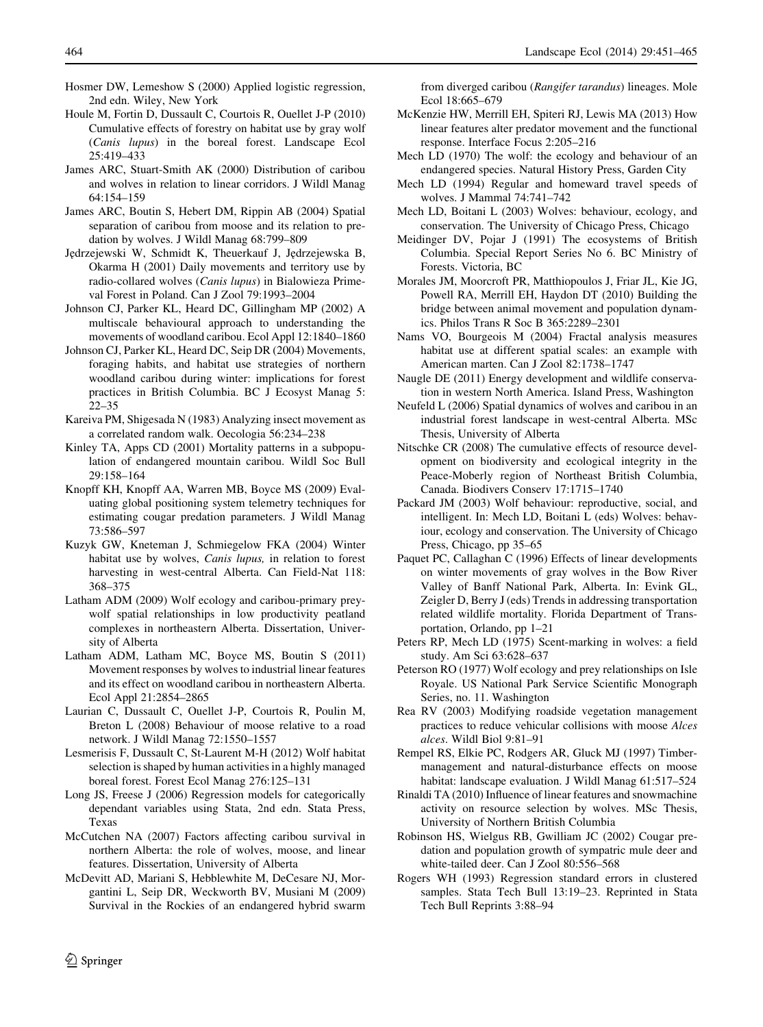Hosmer DW, Lemeshow S (2000) Applied logistic regression, 2nd edn. Wiley, New York

Houle M, Fortin D, Dussault C, Courtois R, Ouellet J-P (2010) Cumulative effects of forestry on habitat use by gray wolf (*Canis lupus*) in the boreal forest. Landscape Ecol 25:419–433

James ARC, Stuart-Smith AK (2000) Distribution of caribou and wolves in relation to linear corridors. J Wildl Manag 64:154–159

James ARC, Boutin S, Hebert DM, Rippin AB (2004) Spatial separation of caribou from moose and its relation to predation by wolves. J Wildl Manag 68:799–809

Jędrzejewski W, Schmidt K, Theuerkauf J, Jędrzejewska B, Okarma H (2001) Daily movements and territory use by radio-collared wolves (*Canis lupus*) in Bialowieza Primeval Forest in Poland. Can J Zool 79:1993–2004

Johnson CJ, Parker KL, Heard DC, Gillingham MP (2002) A multiscale behavioural approach to understanding the movements of woodland caribou. Ecol Appl 12:1840–1860

Johnson CJ, Parker KL, Heard DC, Seip DR (2004) Movements, foraging habits, and habitat use strategies of northern woodland caribou during winter: implications for forest practices in British Columbia. BC J Ecosyst Manag 5: 22–35

Kareiva PM, Shigesada N (1983) Analyzing insect movement as a correlated random walk. Oecologia 56:234–238

Kinley TA, Apps CD (2001) Mortality patterns in a subpopulation of endangered mountain caribou. Wildl Soc Bull 29:158–164

Knopff KH, Knopff AA, Warren MB, Boyce MS (2009) Evaluating global positioning system telemetry techniques for estimating cougar predation parameters. J Wildl Manag 73:586–597

Kuzyk GW, Kneteman J, Schmiegelow FKA (2004) Winter habitat use by wolves, *Canis lupus,* in relation to forest harvesting in west-central Alberta. Can Field-Nat 118: 368–375

Latham ADM (2009) Wolf ecology and caribou-primary prey-wolf spatial relationships in low productivity peatland complexes in northeastern Alberta. Dissertation, University of Alberta

Latham ADM, Latham MC, Boyce MS, Boutin S (2011) Movement responses by wolves to industrial linear features and its effect on woodland caribou in northeastern Alberta. Ecol Appl 21:2854–2865

Laurian C, Dussault C, Ouellet J-P, Courtois R, Poulin M, Breton L (2008) Behaviour of moose relative to a road network. J Wildl Manag 72:1550–1557

Lesmerisis F, Dussault C, St-Laurent M-H (2012) Wolf habitat selection is shaped by human activities in a highly managed boreal forest. Forest Ecol Manag 276:125–131

Long JS, Freese J (2006) Regression models for categorically dependant variables using Stata, 2nd edn. Stata Press, Texas

McCutchen NA (2007) Factors affecting caribou survival in northern Alberta: the role of wolves, moose, and linear features. Dissertation, University of Alberta

McDevitt AD, Mariani S, Hebblewhite M, DeCesare NJ, Morgantini L, Seip DR, Weckworth BV, Musiani M (2009) Survival in the Rockies of an endangered hybrid swarm from diverged caribou (*Rangifer tarandus*) lineages. Mole Ecol 18:665–679

McKenzie HW, Merrill EH, Spiteri RJ, Lewis MA (2013) How linear features alter predator movement and the functional response. Interface Focus 2:205–216

Mech LD (1970) The wolf: the ecology and behaviour of an endangered species. Natural History Press, Garden City

Mech LD (1994) Regular and homeward travel speeds of wolves. J Mammal 74:741–742

Mech LD, Boitani L (2003) Wolves: behaviour, ecology, and conservation. The University of Chicago Press, Chicago

Meidinger DV, Pojar J (1991) The ecosystems of British Columbia. Special Report Series No 6. BC Ministry of Forests. Victoria, BC

Morales JM, Moorcroft PR, Matthiopoulos J, Friar JL, Kie JG, Powell RA, Merrill EH, Haydon DT (2010) Building the bridge between animal movement and population dynamics. Philos Trans R Soc B 365:2289–2301

Nams VO, Bourgeois M (2004) Fractal analysis measures habitat use at different spatial scales: an example with American marten. Can J Zool 82:1738–1747

Naugle DE (2011) Energy development and wildlife conservation in western North America. Island Press, Washington

Neufeld L (2006) Spatial dynamics of wolves and caribou in an industrial forest landscape in west-central Alberta. MSc Thesis, University of Alberta

Nitschke CR (2008) The cumulative effects of resource development on biodiversity and ecological integrity in the Peace-Moberly region of Northeast British Columbia, Canada. Biodivers Conserv 17:1715–1740

Packard JM (2003) Wolf behaviour: reproductive, social, and intelligent. In: Mech LD, Boitani L (eds) Wolves: behaviour, ecology and conservation. The University of Chicago Press, Chicago, pp 35–65

Paquet PC, Callaghan C (1996) Effects of linear developments on winter movements of gray wolves in the Bow River Valley of Banff National Park, Alberta. In: Evink GL, Zeigler D, Berry J (eds) Trends in addressing transportation related wildlife mortality. Florida Department of Transportation, Orlando, pp 1–21

Peters RP, Mech LD (1975) Scent-marking in wolves: a field study. Am Sci 63:628–637

Peterson RO (1977) Wolf ecology and prey relationships on Isle Royale. US National Park Service Scientific Monograph Series, no. 11. Washington

Rea RV (2003) Modifying roadside vegetation management practices to reduce vehicular collisions with moose *Alces alces*. Wildl Biol 9:81–91

Rempel RS, Elkie PC, Rodgers AR, Gluck MJ (1997) Timber-management and natural-disturbance effects on moose habitat: landscape evaluation. J Wildl Manag 61:517–524

Rinaldi TA (2010) Influence of linear features and snowmachine activity on resource selection by wolves. MSc Thesis, University of Northern British Columbia

Robinson HS, Wielgus RB, Gwilliam JC (2002) Cougar predation and population growth of sympatric mule deer and white-tailed deer. Can J Zool 80:556–568

Rogers WH (1993) Regression standard errors in clustered samples. Stata Tech Bull 13:19–23. Reprinted in Stata Tech Bull Reprints 3:88–94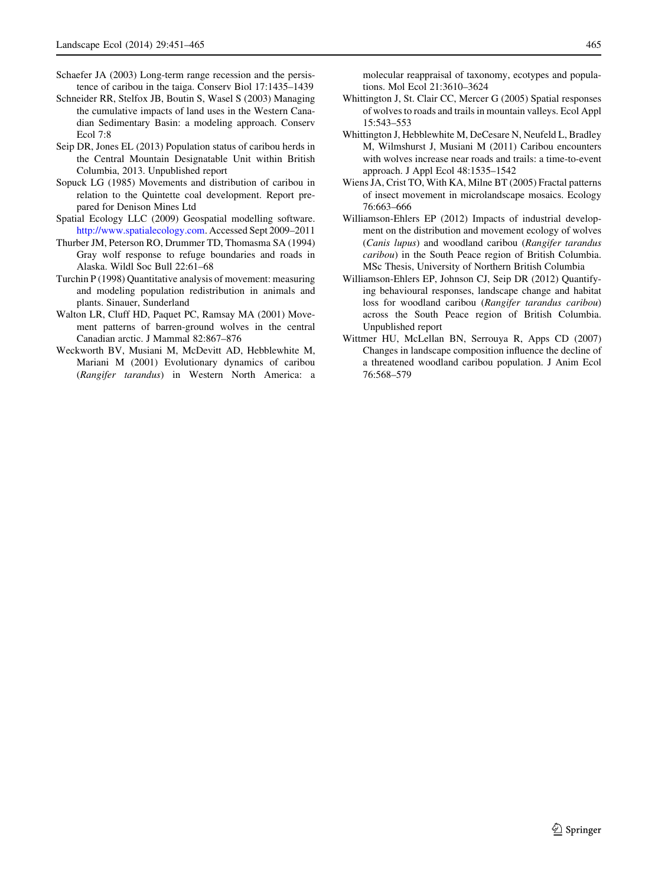Schaefer JA (2003) Long-term range recession and the persistence of caribou in the taiga. Conserv Biol 17:1435–1439

Schneider RR, Stelfox JB, Boutin S, Wasel S (2003) Managing the cumulative impacts of land uses in the Western Canadian Sedimentary Basin: a modeling approach. Conserv Ecol 7:8

Seip DR, Jones EL (2013) Population status of caribou herds in the Central Mountain Designatable Unit within British Columbia, 2013. Unpublished report

Sopuck LG (1985) Movements and distribution of caribou in relation to the Quintette coal development. Report prepared for Denison Mines Ltd

Spatial Ecology LLC (2009) Geospatial modelling software. http://www.spatialecology.com. Accessed Sept 2009–2011

Thurber JM, Peterson RO, Drummer TD, Thomasma SA (1994) Gray wolf response to refuge boundaries and roads in Alaska. Wildl Soc Bull 22:61–68

Turchin P (1998) Quantitative analysis of movement: measuring and modeling population redistribution in animals and plants. Sinauer, Sunderland

Walton LR, Cluff HD, Paquet PC, Ramsay MA (2001) Movement patterns of barren-ground wolves in the central Canadian arctic. J Mammal 82:867–876

Weckworth BV, Musiani M, McDevitt AD, Hebblewhite M, Mariani M (2001) Evolutionary dynamics of caribou (*Rangifer tarandus*) in Western North America: a molecular reappraisal of taxonomy, ecotypes and populations. Mol Ecol 21:3610–3624

Whittington J, St. Clair CC, Mercer G (2005) Spatial responses of wolves to roads and trails in mountain valleys. Ecol Appl 15:543–553

Whittington J, Hebblewhite M, DeCesare N, Neufeld L, Bradley M, Wilmshurst J, Musiani M (2011) Caribou encounters with wolves increase near roads and trails: a time-to-event approach. J Appl Ecol 48:1535–1542

Wiens JA, Crist TO, With KA, Milne BT (2005) Fractal patterns of insect movement in microlandscape mosaics. Ecology 76:663–666

Williamson-Ehlers EP (2012) Impacts of industrial development on the distribution and movement ecology of wolves (*Canis lupus*) and woodland caribou (*Rangifer tarandus caribou*) in the South Peace region of British Columbia. MSc Thesis, University of Northern British Columbia

Williamson-Ehlers EP, Johnson CJ, Seip DR (2012) Quantifying behavioural responses, landscape change and habitat loss for woodland caribou (*Rangifer tarandus caribou*) across the South Peace region of British Columbia. Unpublished report

Wittmer HU, McLellan BN, Serrouya R, Apps CD (2007) Changes in landscape composition influence the decline of a threatened woodland caribou population. J Anim Ecol 76:568–579